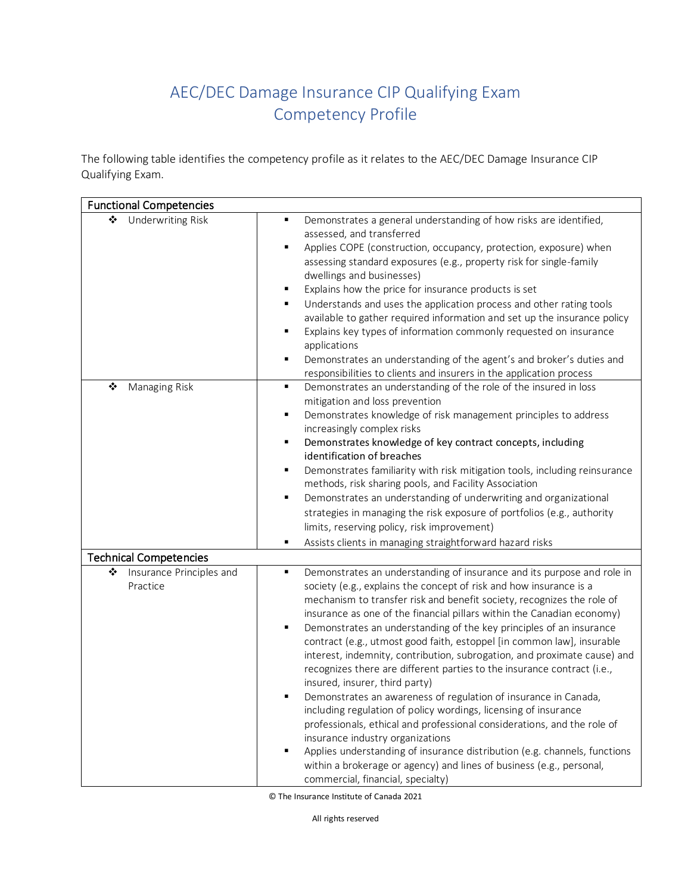# AEC/DEC Damage Insurance CIP Qualifying Exam Competency Profile

The following table identifies the competency profile as it relates to the AEC/DEC Damage Insurance CIP Qualifying Exam.

| Functional Competencies | |
|---|---|
| ❖ Underwriting Risk | ▪ Demonstrates a general understanding of how risks are identified, assessed, and transferred<br>▪ Applies COPE (construction, occupancy, protection, exposure) when assessing standard exposures (e.g., property risk for single-family dwellings and businesses)<br>▪ Explains how the price for insurance products is set<br>▪ Understands and uses the application process and other rating tools available to gather required information and set up the insurance policy<br>▪ Explains key types of information commonly requested on insurance applications<br>▪ Demonstrates an understanding of the agent's and broker's duties and responsibilities to clients and insurers in the application process |
| ❖ Managing Risk | ▪ Demonstrates an understanding of the role of the insured in loss mitigation and loss prevention<br>▪ Demonstrates knowledge of risk management principles to address increasingly complex risks<br>▪ Demonstrates knowledge of key contract concepts, including identification of breaches<br>▪ Demonstrates familiarity with risk mitigation tools, including reinsurance methods, risk sharing pools, and Facility Association<br>▪ Demonstrates an understanding of underwriting and organizational strategies in managing the risk exposure of portfolios (e.g., authority limits, reserving policy, risk improvement)<br>▪ Assists clients in managing straightforward hazard risks |
| **Technical Competencies** | |
| ❖ Insurance Principles and Practice | ▪ Demonstrates an understanding of insurance and its purpose and role in society (e.g., explains the concept of risk and how insurance is a mechanism to transfer risk and benefit society, recognizes the role of insurance as one of the financial pillars within the Canadian economy)<br>▪ Demonstrates an understanding of the key principles of an insurance contract (e.g., utmost good faith, estoppel [in common law], insurable interest, indemnity, contribution, subrogation, and proximate cause) and recognizes there are different parties to the insurance contract (i.e., insured, insurer, third party)<br>▪ Demonstrates an awareness of regulation of insurance in Canada, including regulation of policy wordings, licensing of insurance professionals, ethical and professional considerations, and the role of insurance industry organizations<br>▪ Applies understanding of insurance distribution (e.g. channels, functions within a brokerage or agency) and lines of business (e.g., personal, commercial, financial, specialty) |

© The Insurance Institute of Canada 2021

All rights reserved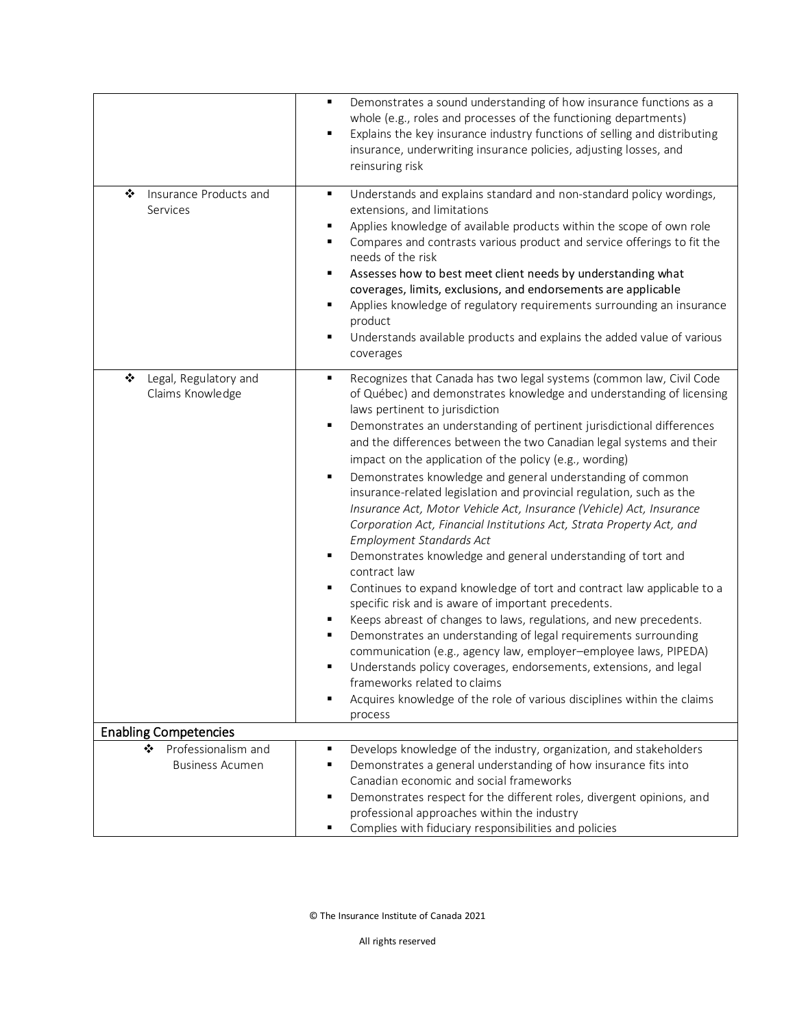| | |
|---|---|
| | ▪ Demonstrates a sound understanding of how insurance functions as a whole (e.g., roles and processes of the functioning departments)<br>▪ Explains the key insurance industry functions of selling and distributing insurance, underwriting insurance policies, adjusting losses, and reinsuring risk |
| ❖ Insurance Products and Services | ▪ Understands and explains standard and non-standard policy wordings, extensions, and limitations<br>▪ Applies knowledge of available products within the scope of own role<br>▪ Compares and contrasts various product and service offerings to fit the needs of the risk<br>▪ Assesses how to best meet client needs by understanding what coverages, limits, exclusions, and endorsements are applicable<br>▪ Applies knowledge of regulatory requirements surrounding an insurance product<br>▪ Understands available products and explains the added value of various coverages |
| ❖ Legal, Regulatory and Claims Knowledge | ▪ Recognizes that Canada has two legal systems (common law, Civil Code of Québec) and demonstrates knowledge and understanding of licensing laws pertinent to jurisdiction<br>▪ Demonstrates an understanding of pertinent jurisdictional differences and the differences between the two Canadian legal systems and their impact on the application of the policy (e.g., wording)<br>▪ Demonstrates knowledge and general understanding of common insurance-related legislation and provincial regulation, such as the *Insurance Act, Motor Vehicle Act, Insurance (Vehicle) Act, Insurance Corporation Act, Financial Institutions Act, Strata Property Act, and Employment Standards Act*<br>▪ Demonstrates knowledge and general understanding of tort and contract law<br>▪ Continues to expand knowledge of tort and contract law applicable to a specific risk and is aware of important precedents.<br>▪ Keeps abreast of changes to laws, regulations, and new precedents.<br>▪ Demonstrates an understanding of legal requirements surrounding communication (e.g., agency law, employer–employee laws, PIPEDA)<br>▪ Understands policy coverages, endorsements, extensions, and legal frameworks related to claims<br>▪ Acquires knowledge of the role of various disciplines within the claims process |
| **Enabling Competencies** | |
| ❖ Professionalism and Business Acumen | ▪ Develops knowledge of the industry, organization, and stakeholders<br>▪ Demonstrates a general understanding of how insurance fits into Canadian economic and social frameworks<br>▪ Demonstrates respect for the different roles, divergent opinions, and professional approaches within the industry<br>▪ Complies with fiduciary responsibilities and policies |

© The Insurance Institute of Canada 2021

All rights reserved